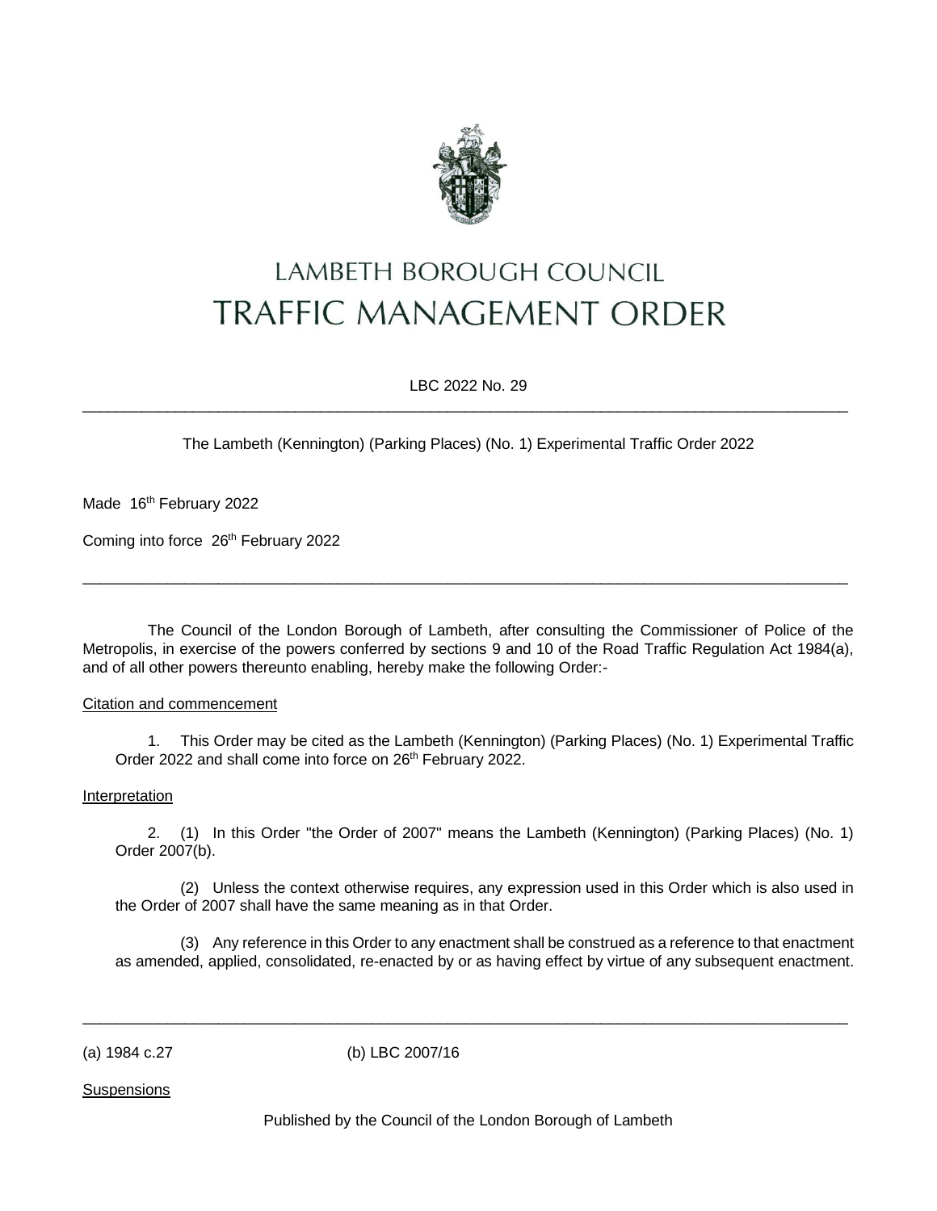# LAMBETH BOROUGH COUNCIL
# TRAFFIC MANAGEMENT ORDER

LBC 2022 No. 29

---

The Lambeth (Kennington) (Parking Places) (No. 1) Experimental Traffic Order 2022

Made 16th February 2022

Coming into force 26th February 2022

---

The Council of the London Borough of Lambeth, after consulting the Commissioner of Police of the Metropolis, in exercise of the powers conferred by sections 9 and 10 of the Road Traffic Regulation Act 1984(a), and of all other powers thereunto enabling, hereby make the following Order:-

Citation and commencement

1. This Order may be cited as the Lambeth (Kennington) (Parking Places) (No. 1) Experimental Traffic Order 2022 and shall come into force on 26th February 2022.

Interpretation

2. (1) In this Order "the Order of 2007" means the Lambeth (Kennington) (Parking Places) (No. 1) Order 2007(b).

(2) Unless the context otherwise requires, any expression used in this Order which is also used in the Order of 2007 shall have the same meaning as in that Order.

(3) Any reference in this Order to any enactment shall be construed as a reference to that enactment as amended, applied, consolidated, re-enacted by or as having effect by virtue of any subsequent enactment.

---

(a) 1984 c.27 (b) LBC 2007/16

Suspensions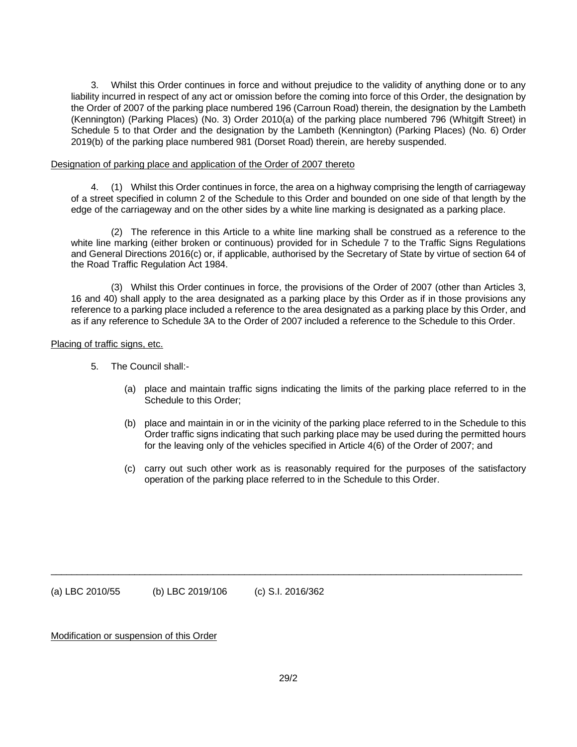3. Whilst this Order continues in force and without prejudice to the validity of anything done or to any liability incurred in respect of any act or omission before the coming into force of this Order, the designation by the Order of 2007 of the parking place numbered 196 (Carroun Road) therein, the designation by the Lambeth (Kennington) (Parking Places) (No. 3) Order 2010(a) of the parking place numbered 796 (Whitgift Street) in Schedule 5 to that Order and the designation by the Lambeth (Kennington) (Parking Places) (No. 6) Order 2019(b) of the parking place numbered 981 (Dorset Road) therein, are hereby suspended.

Designation of parking place and application of the Order of 2007 thereto

4. (1) Whilst this Order continues in force, the area on a highway comprising the length of carriageway of a street specified in column 2 of the Schedule to this Order and bounded on one side of that length by the edge of the carriageway and on the other sides by a white line marking is designated as a parking place.

(2) The reference in this Article to a white line marking shall be construed as a reference to the white line marking (either broken or continuous) provided for in Schedule 7 to the Traffic Signs Regulations and General Directions 2016(c) or, if applicable, authorised by the Secretary of State by virtue of section 64 of the Road Traffic Regulation Act 1984.

(3) Whilst this Order continues in force, the provisions of the Order of 2007 (other than Articles 3, 16 and 40) shall apply to the area designated as a parking place by this Order as if in those provisions any reference to a parking place included a reference to the area designated as a parking place by this Order, and as if any reference to Schedule 3A to the Order of 2007 included a reference to the Schedule to this Order.

Placing of traffic signs, etc.

5. The Council shall:-

(a) place and maintain traffic signs indicating the limits of the parking place referred to in the Schedule to this Order;

(b) place and maintain in or in the vicinity of the parking place referred to in the Schedule to this Order traffic signs indicating that such parking place may be used during the permitted hours for the leaving only of the vehicles specified in Article 4(6) of the Order of 2007; and

(c) carry out such other work as is reasonably required for the purposes of the satisfactory operation of the parking place referred to in the Schedule to this Order.

---

(a) LBC 2010/55 (b) LBC 2019/106 (c) S.I. 2016/362

Modification or suspension of this Order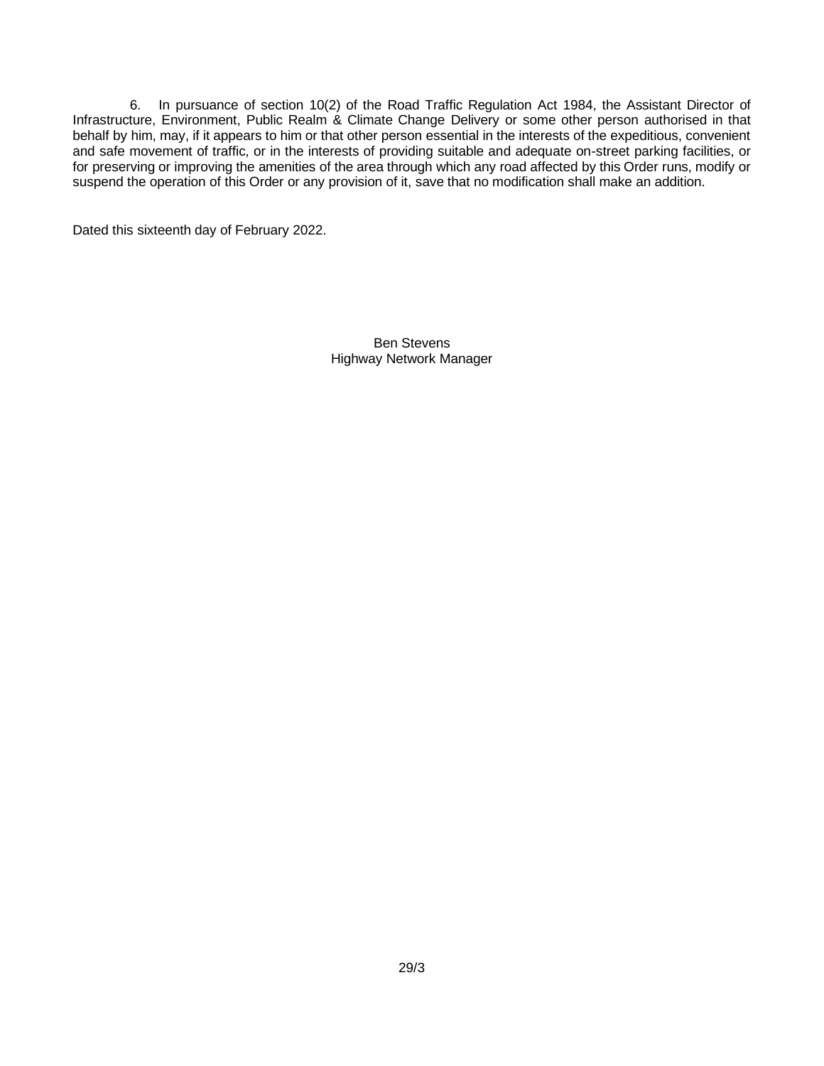6. In pursuance of section 10(2) of the Road Traffic Regulation Act 1984, the Assistant Director of Infrastructure, Environment, Public Realm & Climate Change Delivery or some other person authorised in that behalf by him, may, if it appears to him or that other person essential in the interests of the expeditious, convenient and safe movement of traffic, or in the interests of providing suitable and adequate on-street parking facilities, or for preserving or improving the amenities of the area through which any road affected by this Order runs, modify or suspend the operation of this Order or any provision of it, save that no modification shall make an addition.

Dated this sixteenth day of February 2022.

Ben Stevens
Highway Network Manager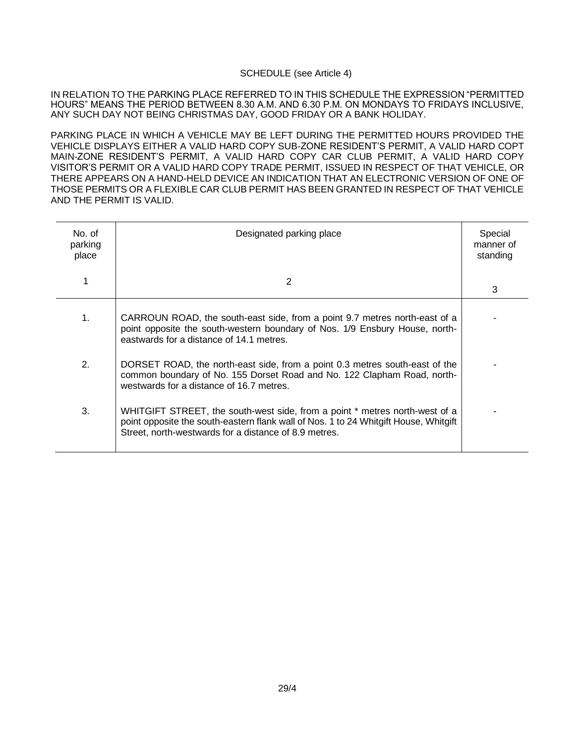SCHEDULE (see Article 4)

IN RELATION TO THE PARKING PLACE REFERRED TO IN THIS SCHEDULE THE EXPRESSION "PERMITTED HOURS" MEANS THE PERIOD BETWEEN 8.30 A.M. AND 6.30 P.M. ON MONDAYS TO FRIDAYS INCLUSIVE, ANY SUCH DAY NOT BEING CHRISTMAS DAY, GOOD FRIDAY OR A BANK HOLIDAY.

PARKING PLACE IN WHICH A VEHICLE MAY BE LEFT DURING THE PERMITTED HOURS PROVIDED THE VEHICLE DISPLAYS EITHER A VALID HARD COPY SUB-ZONE RESIDENT'S PERMIT, A VALID HARD COPT MAIN-ZONE RESIDENT'S PERMIT, A VALID HARD COPY CAR CLUB PERMIT, A VALID HARD COPY VISITOR'S PERMIT OR A VALID HARD COPY TRADE PERMIT, ISSUED IN RESPECT OF THAT VEHICLE, OR THERE APPEARS ON A HAND-HELD DEVICE AN INDICATION THAT AN ELECTRONIC VERSION OF ONE OF THOSE PERMITS OR A FLEXIBLE CAR CLUB PERMIT HAS BEEN GRANTED IN RESPECT OF THAT VEHICLE AND THE PERMIT IS VALID.

| No. of parking place | Designated parking place | Special manner of standing |
|---|---|---|
| 1 | 2 | 3 |
| 1. | CARROUN ROAD, the south-east side, from a point 9.7 metres north-east of a point opposite the south-western boundary of Nos. 1/9 Ensbury House, north-eastwards for a distance of 14.1 metres. | - |
| 2. | DORSET ROAD, the north-east side, from a point 0.3 metres south-east of the common boundary of No. 155 Dorset Road and No. 122 Clapham Road, north-westwards for a distance of 16.7 metres. | - |
| 3. | WHITGIFT STREET, the south-west side, from a point * metres north-west of a point opposite the south-eastern flank wall of Nos. 1 to 24 Whitgift House, Whitgift Street, north-westwards for a distance of 8.9 metres. | - |